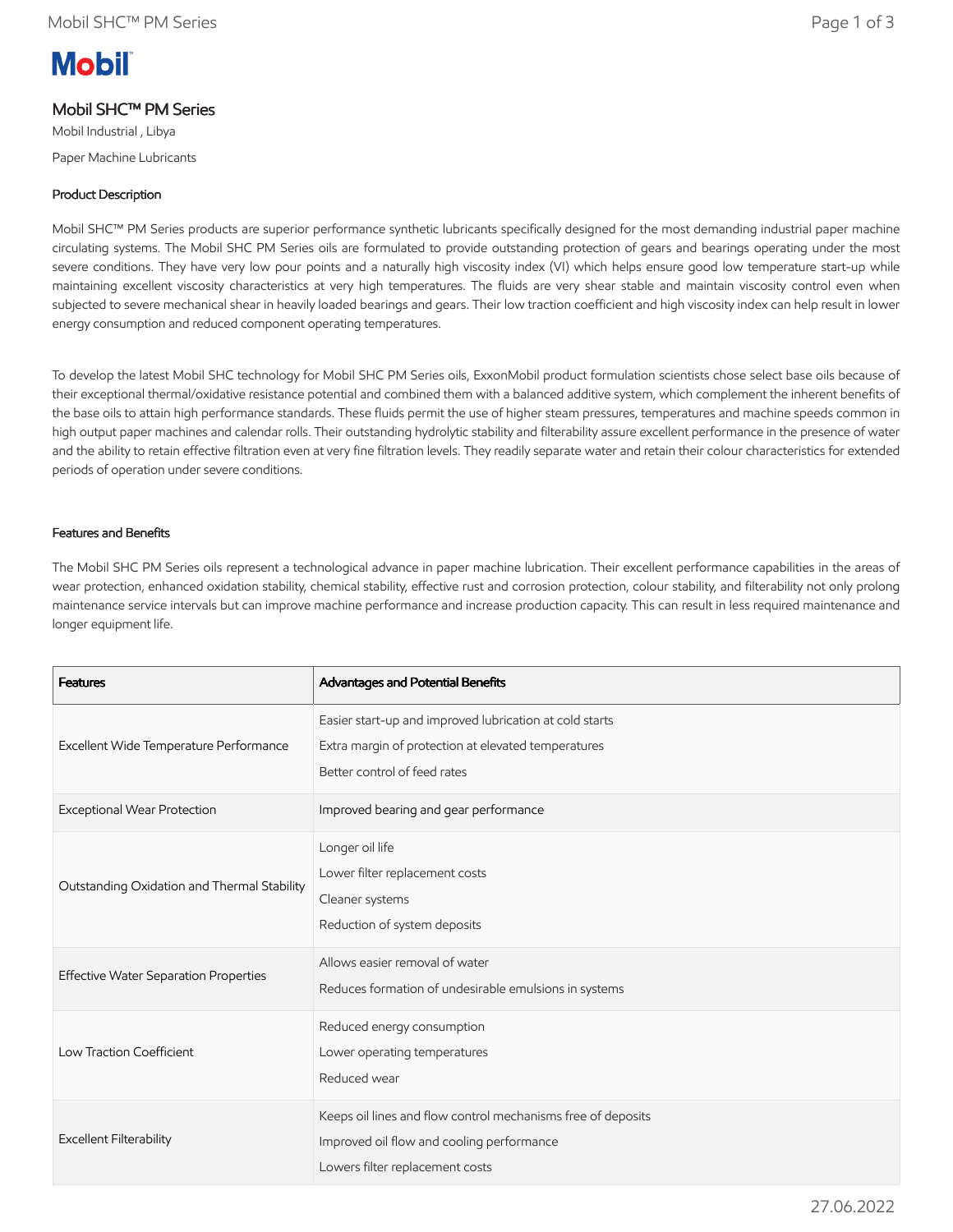# Mobil SHC™ PM Series

Mobil Industrial , Libya

Paper Machine Lubricants

## Product Description

Mobil SHC™ PM Series products are superior performance synthetic lubricants specifically designed for the most demanding industrial paper machine circulating systems. The Mobil SHC PM Series oils are formulated to provide outstanding protection of gears and bearings operating under the most severe conditions. They have very low pour points and a naturally high viscosity index (VI) which helps ensure good low temperature start-up while maintaining excellent viscosity characteristics at very high temperatures. The fluids are very shear stable and maintain viscosity control even when subjected to severe mechanical shear in heavily loaded bearings and gears. Their low traction coefficient and high viscosity index can help result in lower energy consumption and reduced component operating temperatures.

To develop the latest Mobil SHC technology for Mobil SHC PM Series oils, ExxonMobil product formulation scientists chose select base oils because of their exceptional thermal/oxidative resistance potential and combined them with a balanced additive system, which complement the inherent benefits of the base oils to attain high performance standards. These fluids permit the use of higher steam pressures, temperatures and machine speeds common in high output paper machines and calendar rolls. Their outstanding hydrolytic stability and filterability assure excellent performance in the presence of water and the ability to retain effective filtration even at very fine filtration levels. They readily separate water and retain their colour characteristics for extended periods of operation under severe conditions.

## Features and Benefits

The Mobil SHC PM Series oils represent a technological advance in paper machine lubrication. Their excellent performance capabilities in the areas of wear protection, enhanced oxidation stability, chemical stability, effective rust and corrosion protection, colour stability, and filterability not only prolong maintenance service intervals but can improve machine performance and increase production capacity. This can result in less required maintenance and longer equipment life.

| Features | Advantages and Potential Benefits |
| --- | --- |
| Excellent Wide Temperature Performance | Easier start-up and improved lubrication at cold starts<br>Extra margin of protection at elevated temperatures<br>Better control of feed rates |
| Exceptional Wear Protection | Improved bearing and gear performance |
| Outstanding Oxidation and Thermal Stability | Longer oil life<br>Lower filter replacement costs<br>Cleaner systems<br>Reduction of system deposits |
| Effective Water Separation Properties | Allows easier removal of water<br>Reduces formation of undesirable emulsions in systems |
| Low Traction Coefficient | Reduced energy consumption<br>Lower operating temperatures<br>Reduced wear |
| Excellent Filterability | Keeps oil lines and flow control mechanisms free of deposits<br>Improved oil flow and cooling performance<br>Lowers filter replacement costs |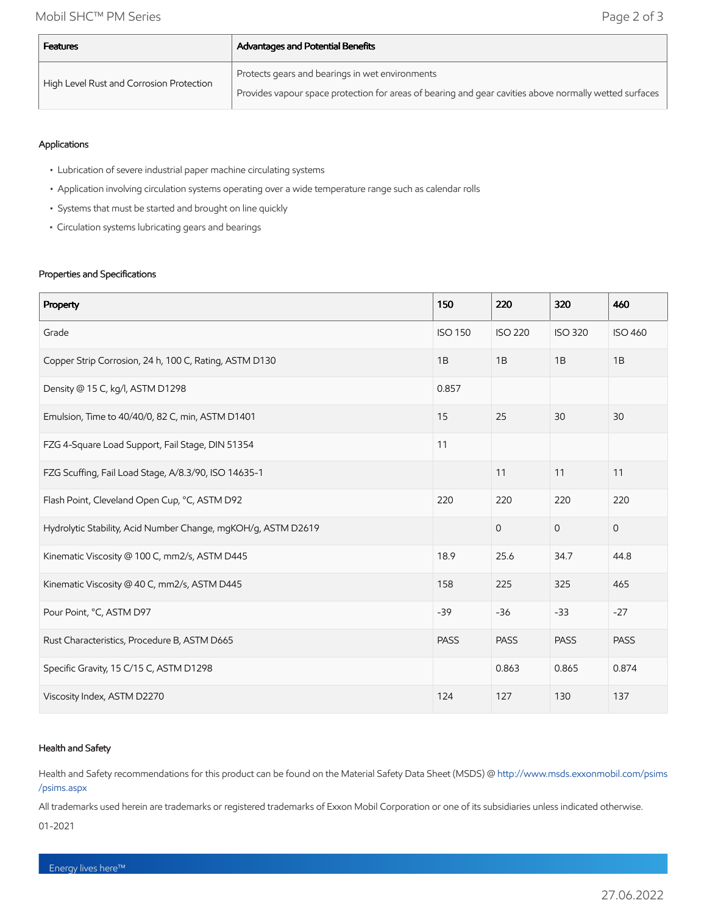| Features | Advantages and Potential Benefits |
| --- | --- |
| High Level Rust and Corrosion Protection | Protects gears and bearings in wet environments<br>Provides vapour space protection for areas of bearing and gear cavities above normally wetted surfaces |

### Applications

- Lubrication of severe industrial paper machine circulating systems
- Application involving circulation systems operating over a wide temperature range such as calendar rolls
- Systems that must be started and brought on line quickly
- Circulation systems lubricating gears and bearings

### Properties and Specifications

| Property | 150 | 220 | 320 | 460 |
| --- | --- | --- | --- | --- |
| Grade | ISO 150 | ISO 220 | ISO 320 | ISO 460 |
| Copper Strip Corrosion, 24 h, 100 C, Rating, ASTM D130 | 1B | 1B | 1B | 1B |
| Density @ 15 C, kg/l, ASTM D1298 | 0.857 | | | |
| Emulsion, Time to 40/40/0, 82 C, min, ASTM D1401 | 15 | 25 | 30 | 30 |
| FZG 4-Square Load Support, Fail Stage, DIN 51354 | 11 | | | |
| FZG Scuffing, Fail Load Stage, A/8.3/90, ISO 14635-1 | | 11 | 11 | 11 |
| Flash Point, Cleveland Open Cup, °C, ASTM D92 | 220 | 220 | 220 | 220 |
| Hydrolytic Stability, Acid Number Change, mgKOH/g, ASTM D2619 | | 0 | 0 | 0 |
| Kinematic Viscosity @ 100 C, mm2/s, ASTM D445 | 18.9 | 25.6 | 34.7 | 44.8 |
| Kinematic Viscosity @ 40 C, mm2/s, ASTM D445 | 158 | 225 | 325 | 465 |
| Pour Point, °C, ASTM D97 | -39 | -36 | -33 | -27 |
| Rust Characteristics, Procedure B, ASTM D665 | PASS | PASS | PASS | PASS |
| Specific Gravity, 15 C/15 C, ASTM D1298 | | 0.863 | 0.865 | 0.874 |
| Viscosity Index, ASTM D2270 | 124 | 127 | 130 | 137 |

### Health and Safety

Health and Safety recommendations for this product can be found on the Material Safety Data Sheet (MSDS) @ http://www.msds.exxonmobil.com/psims/psims.aspx

All trademarks used herein are trademarks or registered trademarks of Exxon Mobil Corporation or one of its subsidiaries unless indicated otherwise.

01-2021

Energy lives here™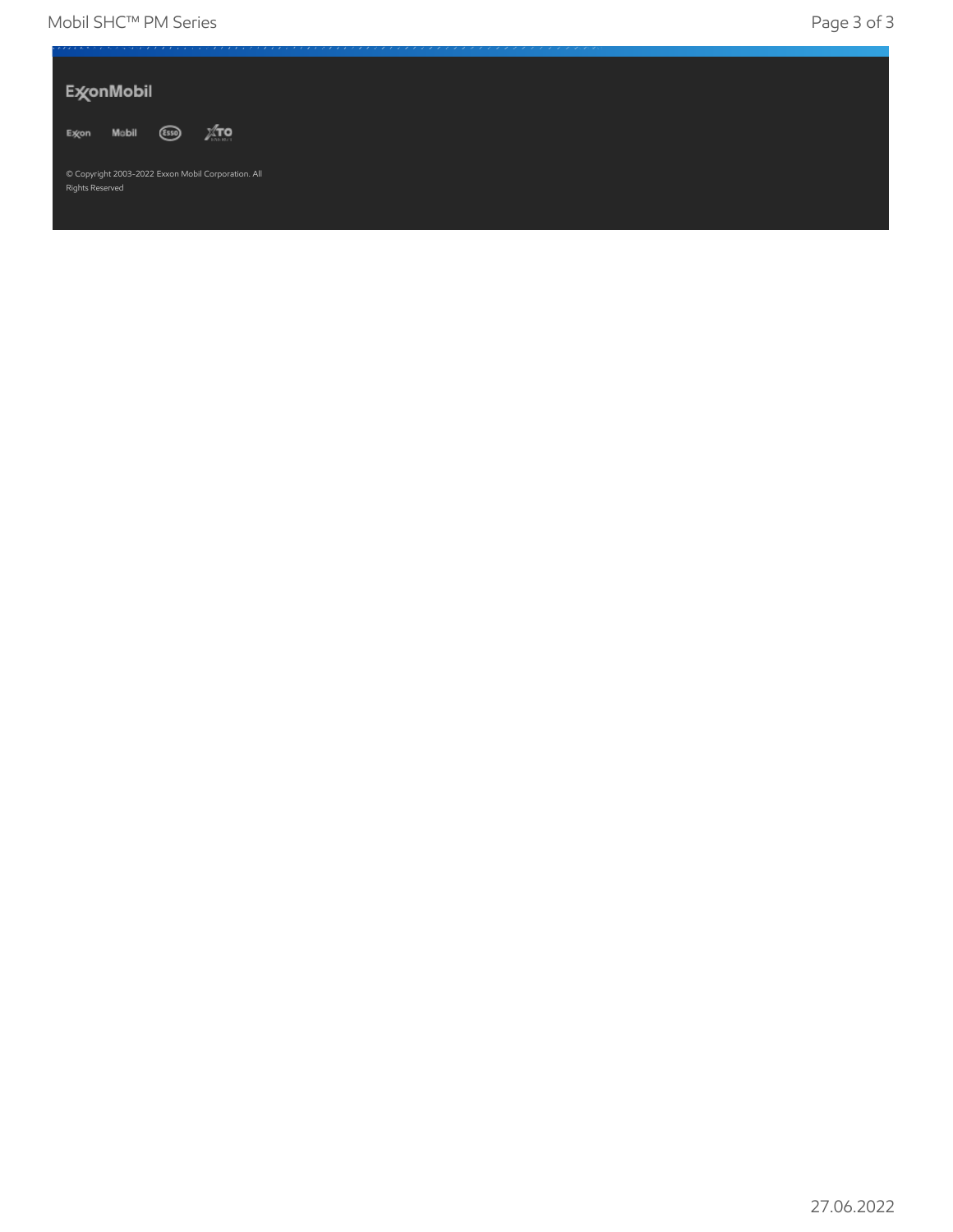ExxonMobil

Exxon Mobil Esso XTO

© Copyright 2003-2022 Exxon Mobil Corporation. All Rights Reserved